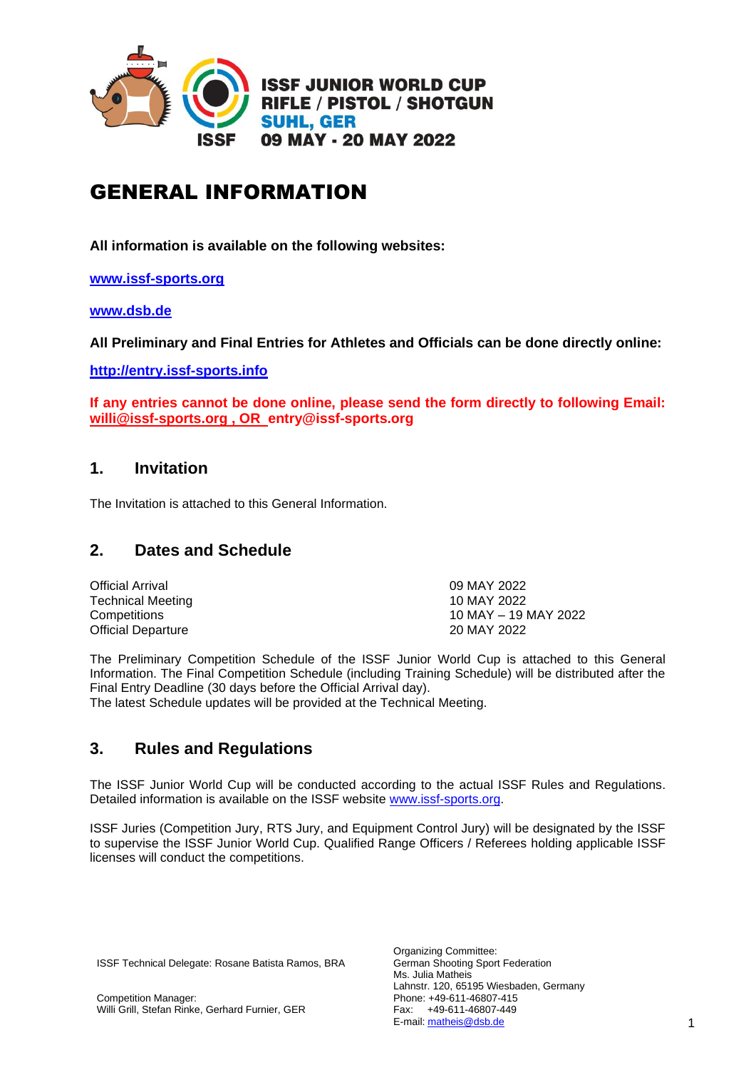**ISSF JUNIOR WORLD CUP**
**RIFLE / PISTOL / SHOTGUN**
**SUHL, GER**
**09 MAY - 20 MAY 2022**

# GENERAL INFORMATION

**All information is available on the following websites:**

**www.issf-sports.org**

**www.dsb.de**

**All Preliminary and Final Entries for Athletes and Officials can be done directly online:**

**http://entry.issf-sports.info**

**If any entries cannot be done online, please send the form directly to following Email: willi@issf-sports.org , OR entry@issf-sports.org**

## 1. Invitation

The Invitation is attached to this General Information.

## 2. Dates and Schedule

| | |
|---|---|
| Official Arrival | 09 MAY 2022 |
| Technical Meeting | 10 MAY 2022 |
| Competitions | 10 MAY – 19 MAY 2022 |
| Official Departure | 20 MAY 2022 |

The Preliminary Competition Schedule of the ISSF Junior World Cup is attached to this General Information. The Final Competition Schedule (including Training Schedule) will be distributed after the Final Entry Deadline (30 days before the Official Arrival day).
The latest Schedule updates will be provided at the Technical Meeting.

## 3. Rules and Regulations

The ISSF Junior World Cup will be conducted according to the actual ISSF Rules and Regulations. Detailed information is available on the ISSF website www.issf-sports.org.

ISSF Juries (Competition Jury, RTS Jury, and Equipment Control Jury) will be designated by the ISSF to supervise the ISSF Junior World Cup. Qualified Range Officers / Referees holding applicable ISSF licenses will conduct the competitions.

ISSF Technical Delegate: Rosane Batista Ramos, BRA

Competition Manager:
Willi Grill, Stefan Rinke, Gerhard Furnier, GER

Organizing Committee:
German Shooting Sport Federation
Ms. Julia Matheis
Lahnstr. 120, 65195 Wiesbaden, Germany
Phone: +49-611-46807-415
Fax: +49-611-46807-449
E-mail: matheis@dsb.de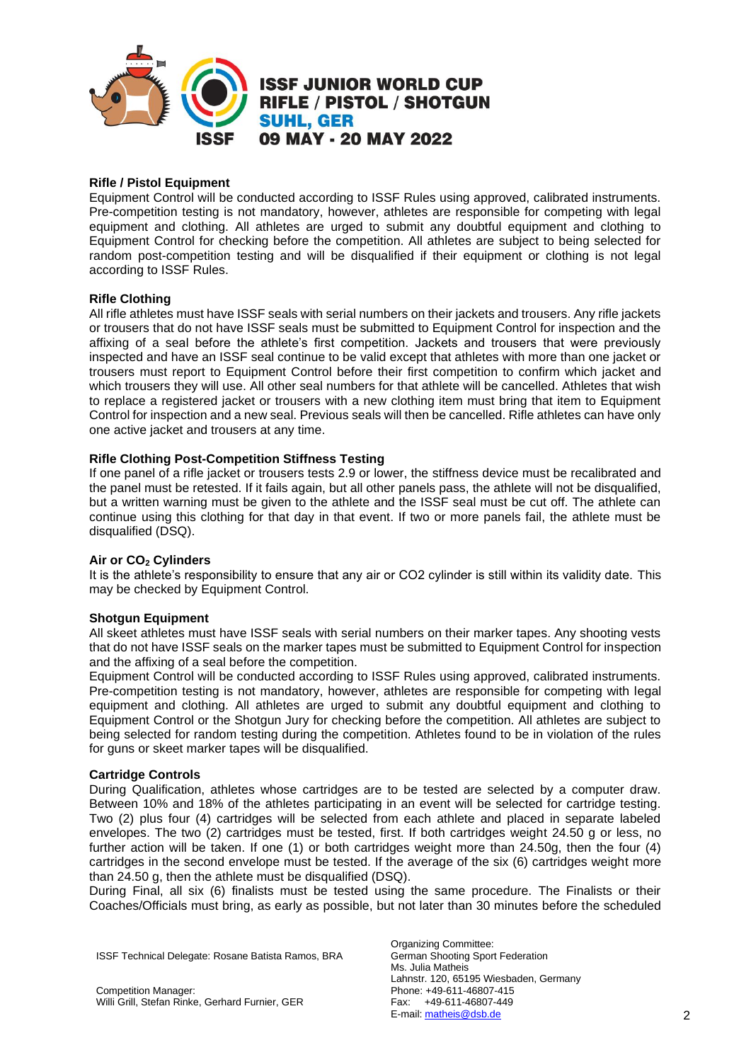## Rifle / Pistol Equipment

Equipment Control will be conducted according to ISSF Rules using approved, calibrated instruments. Pre-competition testing is not mandatory, however, athletes are responsible for competing with legal equipment and clothing. All athletes are urged to submit any doubtful equipment and clothing to Equipment Control for checking before the competition. All athletes are subject to being selected for random post-competition testing and will be disqualified if their equipment or clothing is not legal according to ISSF Rules.

## Rifle Clothing

All rifle athletes must have ISSF seals with serial numbers on their jackets and trousers. Any rifle jackets or trousers that do not have ISSF seals must be submitted to Equipment Control for inspection and the affixing of a seal before the athlete's first competition. Jackets and trousers that were previously inspected and have an ISSF seal continue to be valid except that athletes with more than one jacket or trousers must report to Equipment Control before their first competition to confirm which jacket and which trousers they will use. All other seal numbers for that athlete will be cancelled. Athletes that wish to replace a registered jacket or trousers with a new clothing item must bring that item to Equipment Control for inspection and a new seal. Previous seals will then be cancelled. Rifle athletes can have only one active jacket and trousers at any time.

## Rifle Clothing Post-Competition Stiffness Testing

If one panel of a rifle jacket or trousers tests 2.9 or lower, the stiffness device must be recalibrated and the panel must be retested. If it fails again, but all other panels pass, the athlete will not be disqualified, but a written warning must be given to the athlete and the ISSF seal must be cut off. The athlete can continue using this clothing for that day in that event. If two or more panels fail, the athlete must be disqualified (DSQ).

## Air or $CO_2$ Cylinders

It is the athlete's responsibility to ensure that any air or CO2 cylinder is still within its validity date. This may be checked by Equipment Control.

## Shotgun Equipment

All skeet athletes must have ISSF seals with serial numbers on their marker tapes. Any shooting vests that do not have ISSF seals on the marker tapes must be submitted to Equipment Control for inspection and the affixing of a seal before the competition.

Equipment Control will be conducted according to ISSF Rules using approved, calibrated instruments. Pre-competition testing is not mandatory, however, athletes are responsible for competing with legal equipment and clothing. All athletes are urged to submit any doubtful equipment and clothing to Equipment Control or the Shotgun Jury for checking before the competition. All athletes are subject to being selected for random testing during the competition. Athletes found to be in violation of the rules for guns or skeet marker tapes will be disqualified.

## Cartridge Controls

During Qualification, athletes whose cartridges are to be tested are selected by a computer draw. Between 10% and 18% of the athletes participating in an event will be selected for cartridge testing. Two (2) plus four (4) cartridges will be selected from each athlete and placed in separate labeled envelopes. The two (2) cartridges must be tested, first. If both cartridges weight 24.50 g or less, no further action will be taken. If one (1) or both cartridges weight more than 24.50g, then the four (4) cartridges in the second envelope must be tested. If the average of the six (6) cartridges weight more than 24.50 g, then the athlete must be disqualified (DSQ).

During Final, all six (6) finalists must be tested using the same procedure. The Finalists or their Coaches/Officials must bring, as early as possible, but not later than 30 minutes before the scheduled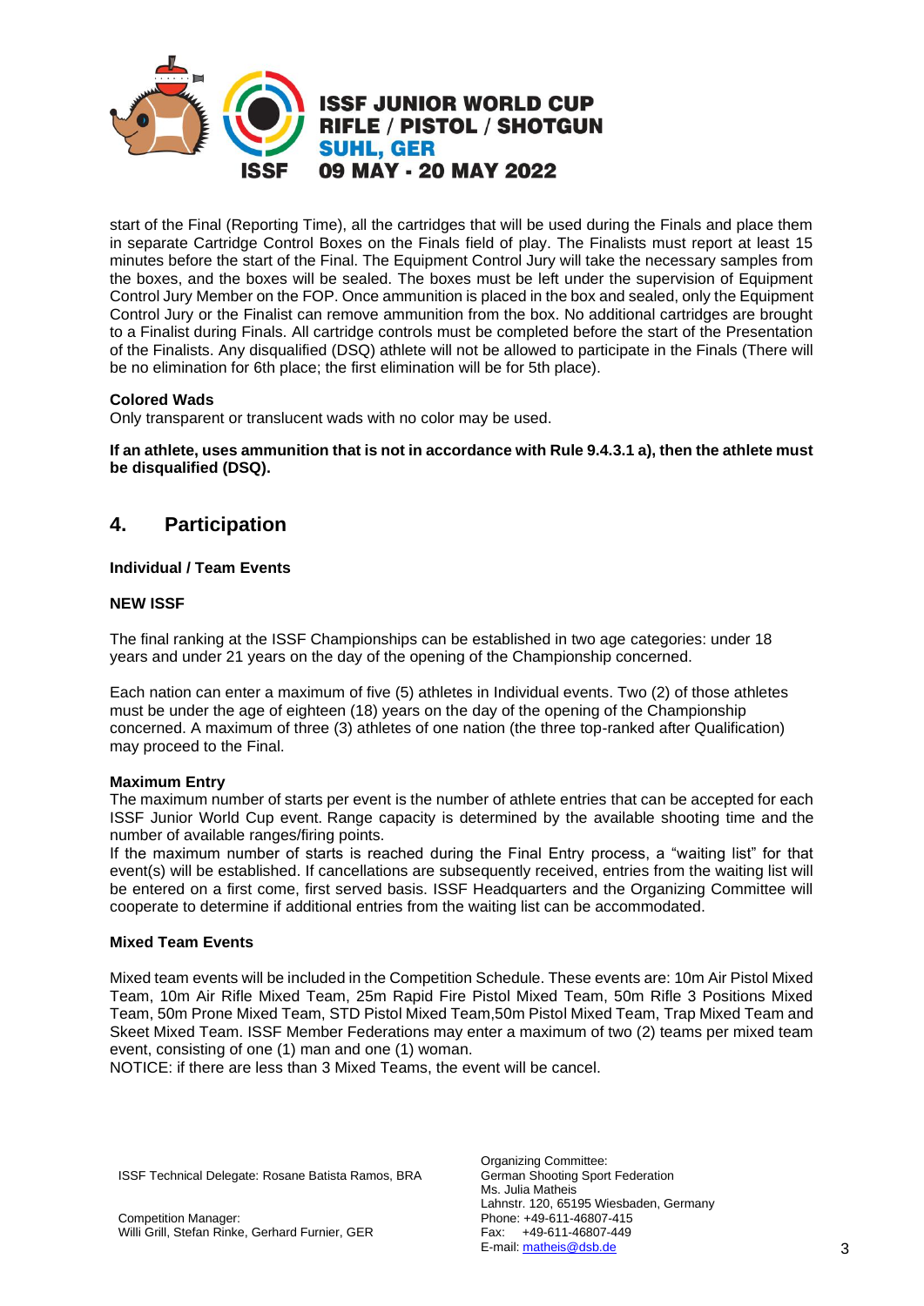start of the Final (Reporting Time), all the cartridges that will be used during the Finals and place them in separate Cartridge Control Boxes on the Finals field of play. The Finalists must report at least 15 minutes before the start of the Final. The Equipment Control Jury will take the necessary samples from the boxes, and the boxes will be sealed. The boxes must be left under the supervision of Equipment Control Jury Member on the FOP. Once ammunition is placed in the box and sealed, only the Equipment Control Jury or the Finalist can remove ammunition from the box. No additional cartridges are brought to a Finalist during Finals. All cartridge controls must be completed before the start of the Presentation of the Finalists. Any disqualified (DSQ) athlete will not be allowed to participate in the Finals (There will be no elimination for 6th place; the first elimination will be for 5th place).

**Colored Wads**

Only transparent or translucent wads with no color may be used.

**If an athlete, uses ammunition that is not in accordance with Rule 9.4.3.1 a), then the athlete must be disqualified (DSQ).**

## 4. Participation

**Individual / Team Events**

**NEW ISSF**

The final ranking at the ISSF Championships can be established in two age categories: under 18 years and under 21 years on the day of the opening of the Championship concerned.

Each nation can enter a maximum of five (5) athletes in Individual events. Two (2) of those athletes must be under the age of eighteen (18) years on the day of the opening of the Championship concerned. A maximum of three (3) athletes of one nation (the three top-ranked after Qualification) may proceed to the Final.

**Maximum Entry**

The maximum number of starts per event is the number of athlete entries that can be accepted for each ISSF Junior World Cup event. Range capacity is determined by the available shooting time and the number of available ranges/firing points.

If the maximum number of starts is reached during the Final Entry process, a "waiting list" for that event(s) will be established. If cancellations are subsequently received, entries from the waiting list will be entered on a first come, first served basis. ISSF Headquarters and the Organizing Committee will cooperate to determine if additional entries from the waiting list can be accommodated.

**Mixed Team Events**

Mixed team events will be included in the Competition Schedule. These events are: 10m Air Pistol Mixed Team, 10m Air Rifle Mixed Team, 25m Rapid Fire Pistol Mixed Team, 50m Rifle 3 Positions Mixed Team, 50m Prone Mixed Team, STD Pistol Mixed Team,50m Pistol Mixed Team, Trap Mixed Team and Skeet Mixed Team. ISSF Member Federations may enter a maximum of two (2) teams per mixed team event, consisting of one (1) man and one (1) woman.

NOTICE: if there are less than 3 Mixed Teams, the event will be cancel.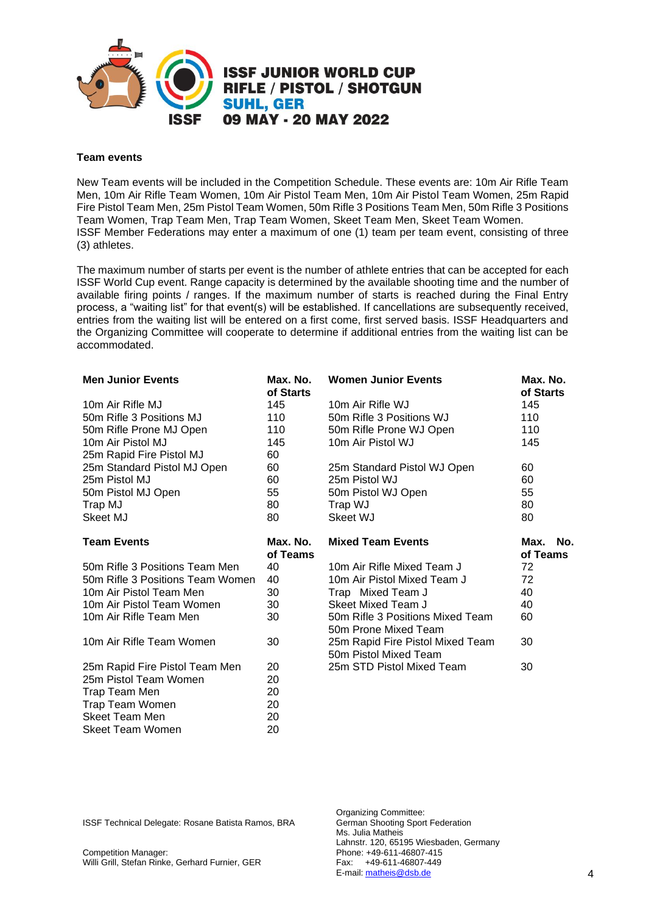**Team events**

New Team events will be included in the Competition Schedule. These events are: 10m Air Rifle Team Men, 10m Air Rifle Team Women, 10m Air Pistol Team Men, 10m Air Pistol Team Women, 25m Rapid Fire Pistol Team Men, 25m Pistol Team Women, 50m Rifle 3 Positions Team Men, 50m Rifle 3 Positions Team Women, Trap Team Men, Trap Team Women, Skeet Team Men, Skeet Team Women.
ISSF Member Federations may enter a maximum of one (1) team per team event, consisting of three (3) athletes.

The maximum number of starts per event is the number of athlete entries that can be accepted for each ISSF World Cup event. Range capacity is determined by the available shooting time and the number of available firing points / ranges. If the maximum number of starts is reached during the Final Entry process, a "waiting list" for that event(s) will be established. If cancellations are subsequently received, entries from the waiting list will be entered on a first come, first served basis. ISSF Headquarters and the Organizing Committee will cooperate to determine if additional entries from the waiting list can be accommodated.

| Men Junior Events | Max. No. of Starts | Women Junior Events | Max. No. of Starts |
|---|---|---|---|
| 10m Air Rifle MJ | 145 | 10m Air Rifle WJ | 145 |
| 50m Rifle 3 Positions MJ | 110 | 50m Rifle 3 Positions WJ | 110 |
| 50m Rifle Prone MJ Open | 110 | 50m Rifle Prone WJ Open | 110 |
| 10m Air Pistol MJ | 145 | 10m Air Pistol WJ | 145 |
| 25m Rapid Fire Pistol MJ | 60 | | |
| 25m Standard Pistol MJ Open | 60 | 25m Standard Pistol WJ Open | 60 |
| 25m Pistol MJ | 60 | 25m Pistol WJ | 60 |
| 50m Pistol MJ Open | 55 | 50m Pistol WJ Open | 55 |
| Trap MJ | 80 | Trap WJ | 80 |
| Skeet MJ | 80 | Skeet WJ | 80 |

| Team Events | Max. No. of Teams | Mixed Team Events | Max. No. of Teams |
|---|---|---|---|
| 50m Rifle 3 Positions Team Men | 40 | 10m Air Rifle Mixed Team J | 72 |
| 50m Rifle 3 Positions Team Women | 40 | 10m Air Pistol Mixed Team J | 72 |
| 10m Air Pistol Team Men | 30 | Trap Mixed Team J | 40 |
| 10m Air Pistol Team Women | 30 | Skeet Mixed Team J | 40 |
| 10m Air Rifle Team Men | 30 | 50m Rifle 3 Positions Mixed Team<br>50m Prone Mixed Team | 60 |
| 10m Air Rifle Team Women | 30 | 25m Rapid Fire Pistol Mixed Team<br>50m Pistol Mixed Team | 30 |
| 25m Rapid Fire Pistol Team Men | 20 | 25m STD Pistol Mixed Team | 30 |
| 25m Pistol Team Women | 20 | | |
| Trap Team Men | 20 | | |
| Trap Team Women | 20 | | |
| Skeet Team Men | 20 | | |
| Skeet Team Women | 20 | | |

ISSF Technical Delegate: Rosane Batista Ramos, BRA

Competition Manager:
Willi Grill, Stefan Rinke, Gerhard Furnier, GER

Organizing Committee:
German Shooting Sport Federation
Ms. Julia Matheis
Lahnstr. 120, 65195 Wiesbaden, Germany
Phone: +49-611-46807-415
Fax: +49-611-46807-449
E-mail: matheis@dsb.de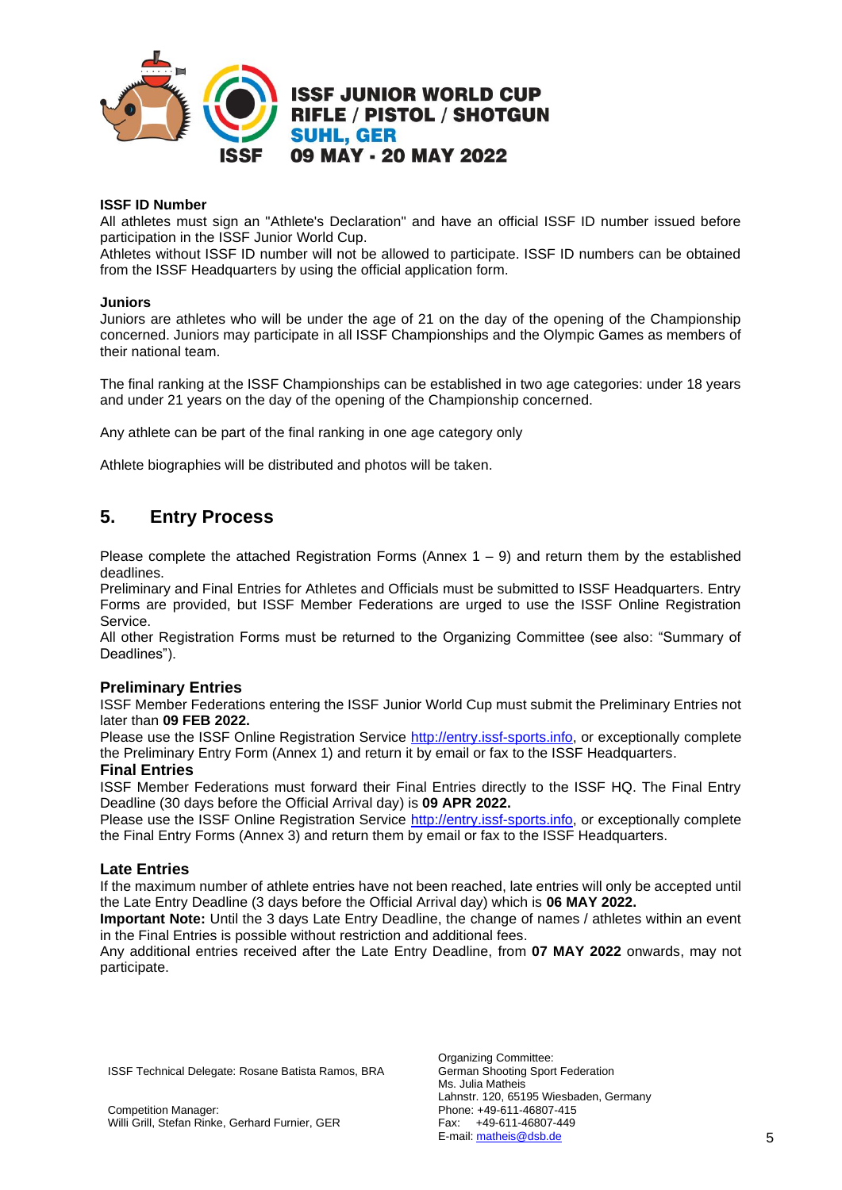**ISSF ID Number**

All athletes must sign an "Athlete's Declaration" and have an official ISSF ID number issued before participation in the ISSF Junior World Cup.
Athletes without ISSF ID number will not be allowed to participate. ISSF ID numbers can be obtained from the ISSF Headquarters by using the official application form.

**Juniors**

Juniors are athletes who will be under the age of 21 on the day of the opening of the Championship concerned. Juniors may participate in all ISSF Championships and the Olympic Games as members of their national team.

The final ranking at the ISSF Championships can be established in two age categories: under 18 years and under 21 years on the day of the opening of the Championship concerned.

Any athlete can be part of the final ranking in one age category only

Athlete biographies will be distributed and photos will be taken.

## 5. Entry Process

Please complete the attached Registration Forms (Annex 1 – 9) and return them by the established deadlines.
Preliminary and Final Entries for Athletes and Officials must be submitted to ISSF Headquarters. Entry Forms are provided, but ISSF Member Federations are urged to use the ISSF Online Registration Service.
All other Registration Forms must be returned to the Organizing Committee (see also: "Summary of Deadlines").

### Preliminary Entries

ISSF Member Federations entering the ISSF Junior World Cup must submit the Preliminary Entries not later than **09 FEB 2022.**
Please use the ISSF Online Registration Service http://entry.issf-sports.info, or exceptionally complete the Preliminary Entry Form (Annex 1) and return it by email or fax to the ISSF Headquarters.

### Final Entries

ISSF Member Federations must forward their Final Entries directly to the ISSF HQ. The Final Entry Deadline (30 days before the Official Arrival day) is **09 APR 2022.**
Please use the ISSF Online Registration Service http://entry.issf-sports.info, or exceptionally complete the Final Entry Forms (Annex 3) and return them by email or fax to the ISSF Headquarters.

### Late Entries

If the maximum number of athlete entries have not been reached, late entries will only be accepted until the Late Entry Deadline (3 days before the Official Arrival day) which is **06 MAY 2022.**
**Important Note:** Until the 3 days Late Entry Deadline, the change of names / athletes within an event in the Final Entries is possible without restriction and additional fees.
Any additional entries received after the Late Entry Deadline, from **07 MAY 2022** onwards, may not participate.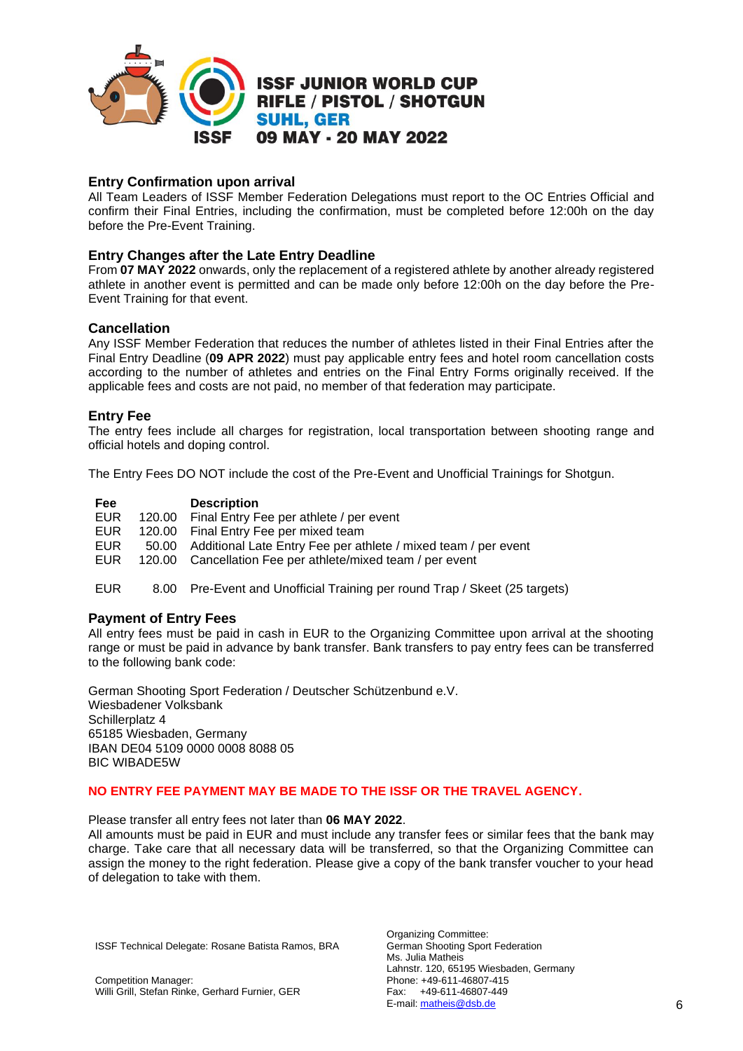## Entry Confirmation upon arrival

All Team Leaders of ISSF Member Federation Delegations must report to the OC Entries Official and confirm their Final Entries, including the confirmation, must be completed before 12:00h on the day before the Pre-Event Training.

## Entry Changes after the Late Entry Deadline

From **07 MAY 2022** onwards, only the replacement of a registered athlete by another already registered athlete in another event is permitted and can be made only before 12:00h on the day before the Pre-Event Training for that event.

## Cancellation

Any ISSF Member Federation that reduces the number of athletes listed in their Final Entries after the Final Entry Deadline (**09 APR 2022**) must pay applicable entry fees and hotel room cancellation costs according to the number of athletes and entries on the Final Entry Forms originally received. If the applicable fees and costs are not paid, no member of that federation may participate.

## Entry Fee

The entry fees include all charges for registration, local transportation between shooting range and official hotels and doping control.

The Entry Fees DO NOT include the cost of the Pre-Event and Unofficial Trainings for Shotgun.

| Fee | | Description |
|---|---|---|
| EUR | 120.00 | Final Entry Fee per athlete / per event |
| EUR | 120.00 | Final Entry Fee per mixed team |
| EUR | 50.00 | Additional Late Entry Fee per athlete / mixed team / per event |
| EUR | 120.00 | Cancellation Fee per athlete/mixed team / per event |
| EUR | 8.00 | Pre-Event and Unofficial Training per round Trap / Skeet (25 targets) |

## Payment of Entry Fees

All entry fees must be paid in cash in EUR to the Organizing Committee upon arrival at the shooting range or must be paid in advance by bank transfer. Bank transfers to pay entry fees can be transferred to the following bank code:

German Shooting Sport Federation / Deutscher Schützenbund e.V.
Wiesbadener Volksbank
Schillerplatz 4
65185 Wiesbaden, Germany
IBAN DE04 5109 0000 0008 8088 05
BIC WIBADE5W

**NO ENTRY FEE PAYMENT MAY BE MADE TO THE ISSF OR THE TRAVEL AGENCY.**

Please transfer all entry fees not later than **06 MAY 2022**.
All amounts must be paid in EUR and must include any transfer fees or similar fees that the bank may charge. Take care that all necessary data will be transferred, so that the Organizing Committee can assign the money to the right federation. Please give a copy of the bank transfer voucher to your head of delegation to take with them.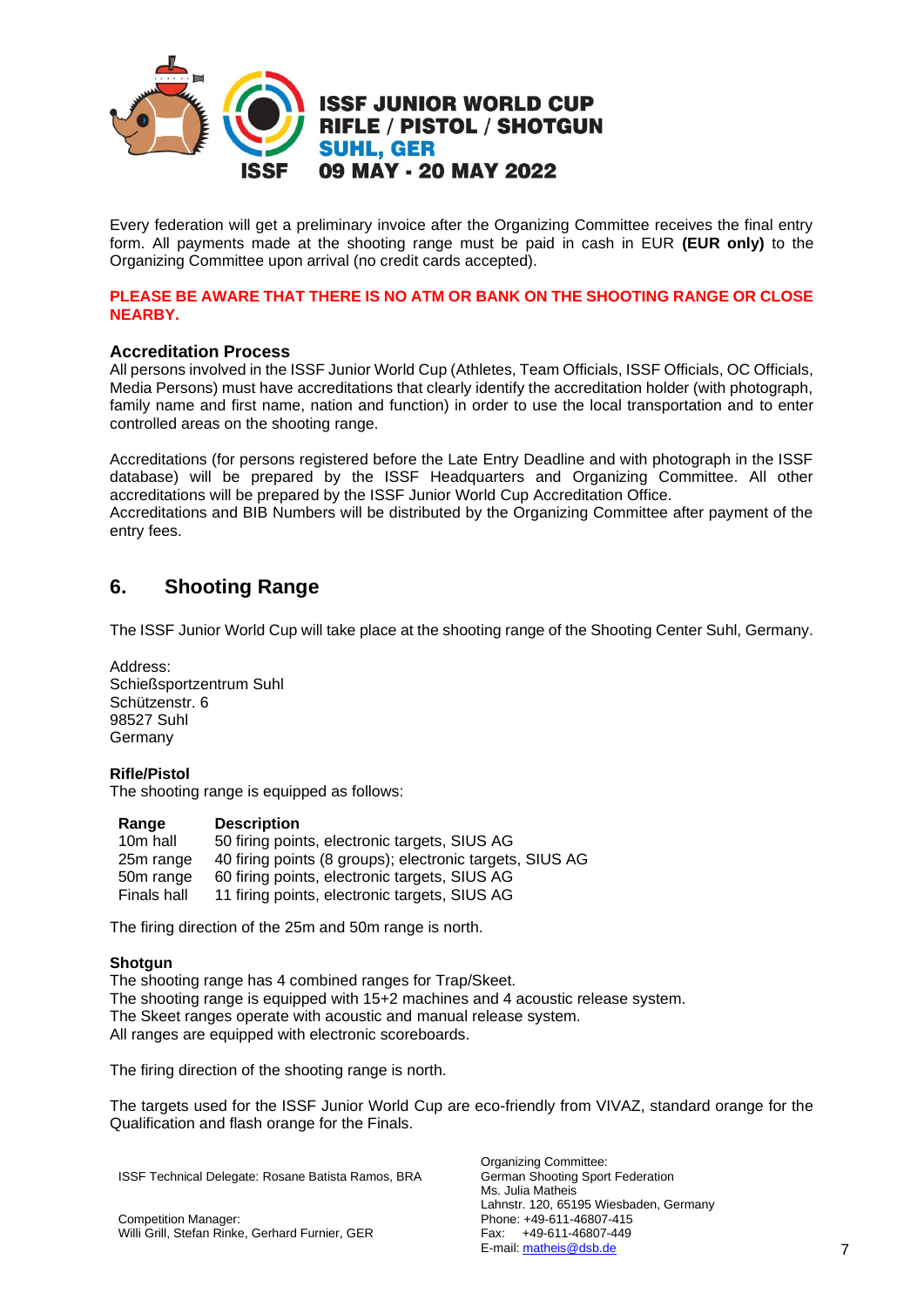Every federation will get a preliminary invoice after the Organizing Committee receives the final entry form. All payments made at the shooting range must be paid in cash in EUR **(EUR only)** to the Organizing Committee upon arrival (no credit cards accepted).

**PLEASE BE AWARE THAT THERE IS NO ATM OR BANK ON THE SHOOTING RANGE OR CLOSE NEARBY.**

### Accreditation Process

All persons involved in the ISSF Junior World Cup (Athletes, Team Officials, ISSF Officials, OC Officials, Media Persons) must have accreditations that clearly identify the accreditation holder (with photograph, family name and first name, nation and function) in order to use the local transportation and to enter controlled areas on the shooting range.

Accreditations (for persons registered before the Late Entry Deadline and with photograph in the ISSF database) will be prepared by the ISSF Headquarters and Organizing Committee. All other accreditations will be prepared by the ISSF Junior World Cup Accreditation Office.
Accreditations and BIB Numbers will be distributed by the Organizing Committee after payment of the entry fees.

## 6. Shooting Range

The ISSF Junior World Cup will take place at the shooting range of the Shooting Center Suhl, Germany.

Address:
Schießsportzentrum Suhl
Schützenstr. 6
98527 Suhl
Germany

### Rifle/Pistol

The shooting range is equipped as follows:

| Range | Description |
|---|---|
| 10m hall | 50 firing points, electronic targets, SIUS AG |
| 25m range | 40 firing points (8 groups); electronic targets, SIUS AG |
| 50m range | 60 firing points, electronic targets, SIUS AG |
| Finals hall | 11 firing points, electronic targets, SIUS AG |

The firing direction of the 25m and 50m range is north.

### Shotgun

The shooting range has 4 combined ranges for Trap/Skeet.
The shooting range is equipped with 15+2 machines and 4 acoustic release system.
The Skeet ranges operate with acoustic and manual release system.
All ranges are equipped with electronic scoreboards.

The firing direction of the shooting range is north.

The targets used for the ISSF Junior World Cup are eco-friendly from VIVAZ, standard orange for the Qualification and flash orange for the Finals.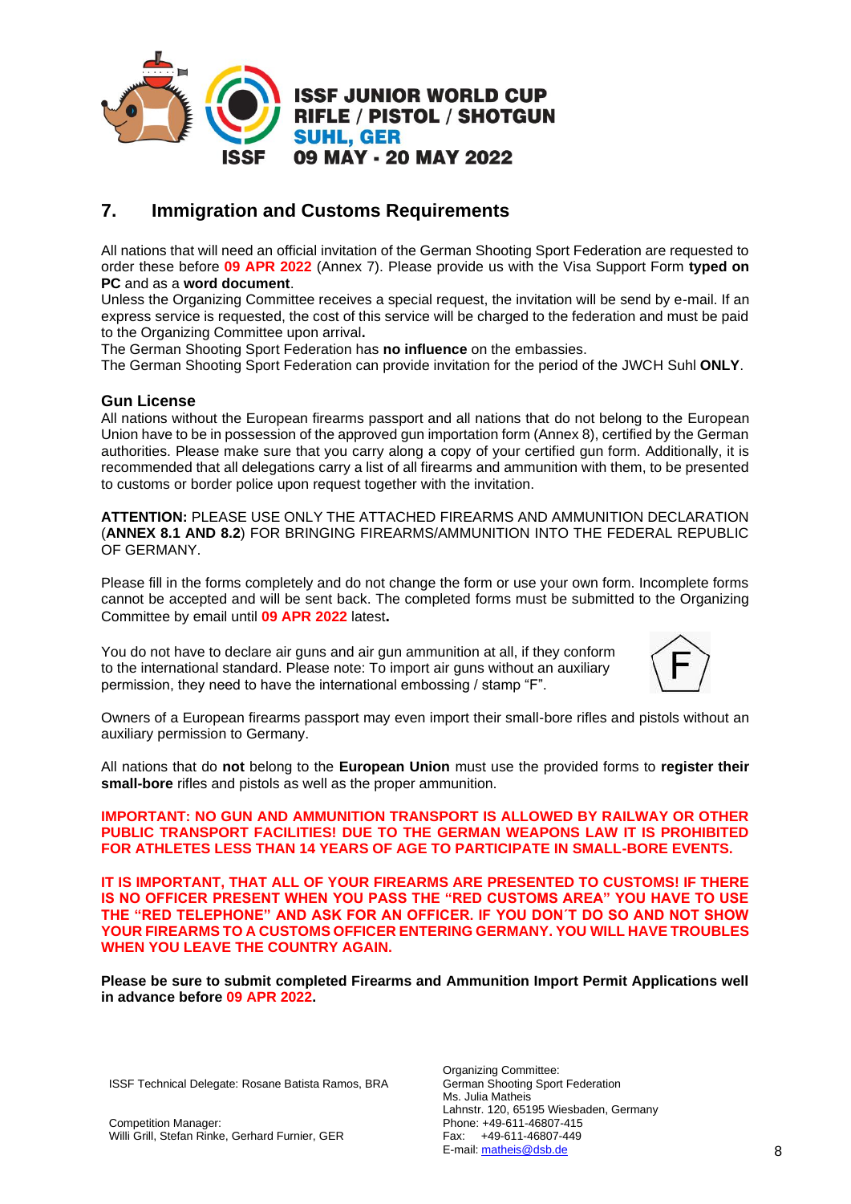## 7. Immigration and Customs Requirements

All nations that will need an official invitation of the German Shooting Sport Federation are requested to order these before **09 APR 2022** (Annex 7). Please provide us with the Visa Support Form **typed on PC** and as a **word document**.
Unless the Organizing Committee receives a special request, the invitation will be send by e-mail. If an express service is requested, the cost of this service will be charged to the federation and must be paid to the Organizing Committee upon arrival**.**
The German Shooting Sport Federation has **no influence** on the embassies.
The German Shooting Sport Federation can provide invitation for the period of the JWCH Suhl **ONLY**.

### Gun License

All nations without the European firearms passport and all nations that do not belong to the European Union have to be in possession of the approved gun importation form (Annex 8), certified by the German authorities. Please make sure that you carry along a copy of your certified gun form. Additionally, it is recommended that all delegations carry a list of all firearms and ammunition with them, to be presented to customs or border police upon request together with the invitation.

**ATTENTION:** PLEASE USE ONLY THE ATTACHED FIREARMS AND AMMUNITION DECLARATION (**ANNEX 8.1 AND 8.2**) FOR BRINGING FIREARMS/AMMUNITION INTO THE FEDERAL REPUBLIC OF GERMANY.

Please fill in the forms completely and do not change the form or use your own form. Incomplete forms cannot be accepted and will be sent back. The completed forms must be submitted to the Organizing Committee by email until **09 APR 2022** latest**.**

You do not have to declare air guns and air gun ammunition at all, if they conform to the international standard. Please note: To import air guns without an auxiliary permission, they need to have the international embossing / stamp "F".

Owners of a European firearms passport may even import their small-bore rifles and pistols without an auxiliary permission to Germany.

All nations that do **not** belong to the **European Union** must use the provided forms to **register their small-bore** rifles and pistols as well as the proper ammunition.

**IMPORTANT: NO GUN AND AMMUNITION TRANSPORT IS ALLOWED BY RAILWAY OR OTHER PUBLIC TRANSPORT FACILITIES! DUE TO THE GERMAN WEAPONS LAW IT IS PROHIBITED FOR ATHLETES LESS THAN 14 YEARS OF AGE TO PARTICIPATE IN SMALL-BORE EVENTS.**

**IT IS IMPORTANT, THAT ALL OF YOUR FIREARMS ARE PRESENTED TO CUSTOMS! IF THERE IS NO OFFICER PRESENT WHEN YOU PASS THE "RED CUSTOMS AREA" YOU HAVE TO USE THE "RED TELEPHONE" AND ASK FOR AN OFFICER. IF YOU DON´T DO SO AND NOT SHOW YOUR FIREARMS TO A CUSTOMS OFFICER ENTERING GERMANY. YOU WILL HAVE TROUBLES WHEN YOU LEAVE THE COUNTRY AGAIN.**

**Please be sure to submit completed Firearms and Ammunition Import Permit Applications well in advance before 09 APR 2022.**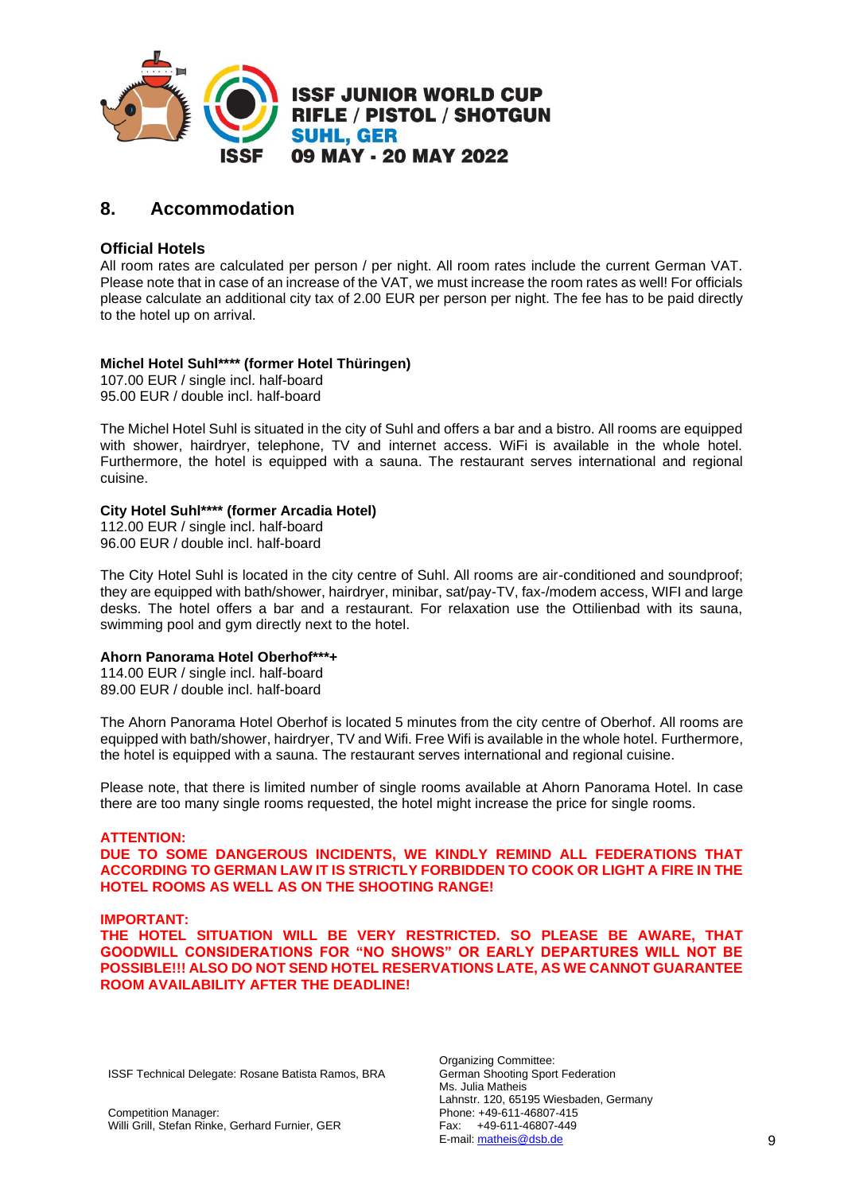## 8. Accommodation

### Official Hotels

All room rates are calculated per person / per night. All room rates include the current German VAT. Please note that in case of an increase of the VAT, we must increase the room rates as well! For officials please calculate an additional city tax of 2.00 EUR per person per night. The fee has to be paid directly to the hotel up on arrival.

**Michel Hotel Suhl\*\*\*\* (former Hotel Thüringen)**
107.00 EUR / single incl. half-board
95.00 EUR / double incl. half-board

The Michel Hotel Suhl is situated in the city of Suhl and offers a bar and a bistro. All rooms are equipped with shower, hairdryer, telephone, TV and internet access. WiFi is available in the whole hotel. Furthermore, the hotel is equipped with a sauna. The restaurant serves international and regional cuisine.

**City Hotel Suhl\*\*\*\* (former Arcadia Hotel)**
112.00 EUR / single incl. half-board
96.00 EUR / double incl. half-board

The City Hotel Suhl is located in the city centre of Suhl. All rooms are air-conditioned and soundproof; they are equipped with bath/shower, hairdryer, minibar, sat/pay-TV, fax-/modem access, WIFI and large desks. The hotel offers a bar and a restaurant. For relaxation use the Ottilienbad with its sauna, swimming pool and gym directly next to the hotel.

**Ahorn Panorama Hotel Oberhof\*\*\*+**
114.00 EUR / single incl. half-board
89.00 EUR / double incl. half-board

The Ahorn Panorama Hotel Oberhof is located 5 minutes from the city centre of Oberhof. All rooms are equipped with bath/shower, hairdryer, TV and Wifi. Free Wifi is available in the whole hotel. Furthermore, the hotel is equipped with a sauna. The restaurant serves international and regional cuisine.

Please note, that there is limited number of single rooms available at Ahorn Panorama Hotel. In case there are too many single rooms requested, the hotel might increase the price for single rooms.

**ATTENTION:**
**DUE TO SOME DANGEROUS INCIDENTS, WE KINDLY REMIND ALL FEDERATIONS THAT ACCORDING TO GERMAN LAW IT IS STRICTLY FORBIDDEN TO COOK OR LIGHT A FIRE IN THE HOTEL ROOMS AS WELL AS ON THE SHOOTING RANGE!**

**IMPORTANT:**
**THE HOTEL SITUATION WILL BE VERY RESTRICTED. SO PLEASE BE AWARE, THAT GOODWILL CONSIDERATIONS FOR "NO SHOWS" OR EARLY DEPARTURES WILL NOT BE POSSIBLE!!! ALSO DO NOT SEND HOTEL RESERVATIONS LATE, AS WE CANNOT GUARANTEE ROOM AVAILABILITY AFTER THE DEADLINE!**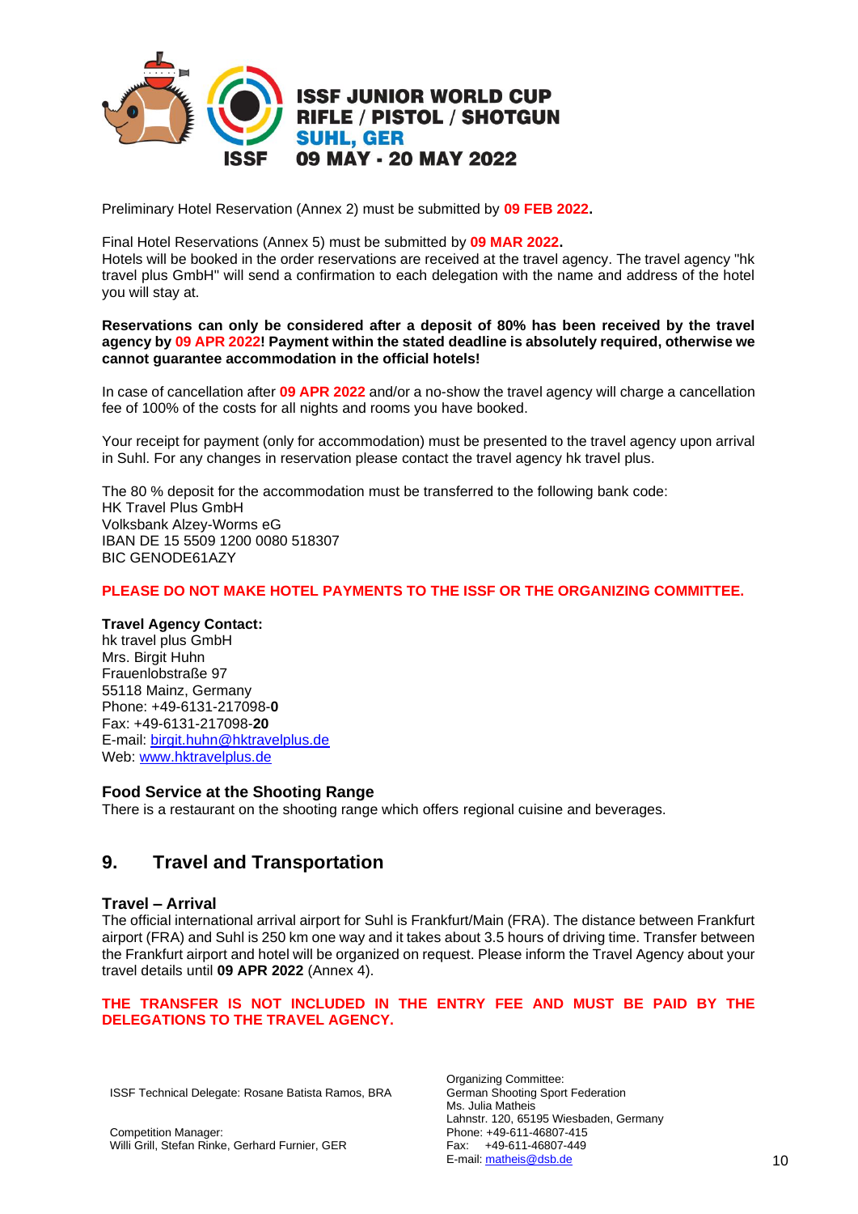Preliminary Hotel Reservation (Annex 2) must be submitted by **09 FEB 2022.**

Final Hotel Reservations (Annex 5) must be submitted by **09 MAR 2022.**
Hotels will be booked in the order reservations are received at the travel agency. The travel agency "hk travel plus GmbH" will send a confirmation to each delegation with the name and address of the hotel you will stay at.

**Reservations can only be considered after a deposit of 80% has been received by the travel agency by 09 APR 2022! Payment within the stated deadline is absolutely required, otherwise we cannot guarantee accommodation in the official hotels!**

In case of cancellation after **09 APR 2022** and/or a no-show the travel agency will charge a cancellation fee of 100% of the costs for all nights and rooms you have booked.

Your receipt for payment (only for accommodation) must be presented to the travel agency upon arrival in Suhl. For any changes in reservation please contact the travel agency hk travel plus.

The 80 % deposit for the accommodation must be transferred to the following bank code:
HK Travel Plus GmbH
Volksbank Alzey-Worms eG
IBAN DE 15 5509 1200 0080 518307
BIC GENODE61AZY

**PLEASE DO NOT MAKE HOTEL PAYMENTS TO THE ISSF OR THE ORGANIZING COMMITTEE.**

**Travel Agency Contact:**
hk travel plus GmbH
Mrs. Birgit Huhn
Frauenlobstraße 97
55118 Mainz, Germany
Phone: +49-6131-217098-**0**
Fax: +49-6131-217098-**20**
E-mail: birgit.huhn@hktravelplus.de
Web: www.hktravelplus.de

### Food Service at the Shooting Range

There is a restaurant on the shooting range which offers regional cuisine and beverages.

## 9. Travel and Transportation

### Travel – Arrival

The official international arrival airport for Suhl is Frankfurt/Main (FRA). The distance between Frankfurt airport (FRA) and Suhl is 250 km one way and it takes about 3.5 hours of driving time. Transfer between the Frankfurt airport and hotel will be organized on request. Please inform the Travel Agency about your travel details until **09 APR 2022** (Annex 4).

**THE TRANSFER IS NOT INCLUDED IN THE ENTRY FEE AND MUST BE PAID BY THE DELEGATIONS TO THE TRAVEL AGENCY.**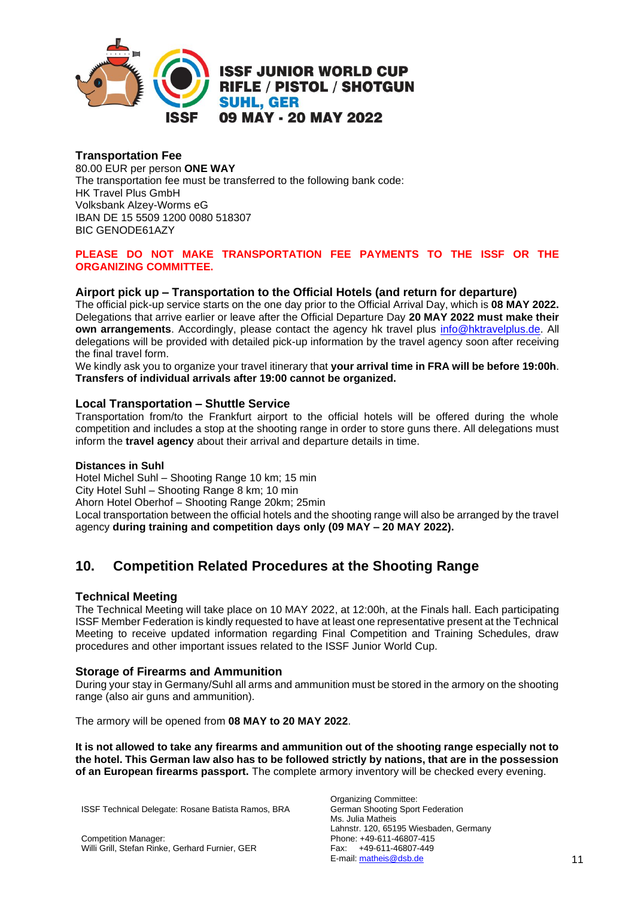### Transportation Fee

80.00 EUR per person **ONE WAY**
The transportation fee must be transferred to the following bank code:
HK Travel Plus GmbH
Volksbank Alzey-Worms eG
IBAN DE 15 5509 1200 0080 518307
BIC GENODE61AZY

**PLEASE DO NOT MAKE TRANSPORTATION FEE PAYMENTS TO THE ISSF OR THE ORGANIZING COMMITTEE.**

### Airport pick up – Transportation to the Official Hotels (and return for departure)

The official pick-up service starts on the one day prior to the Official Arrival Day, which is **08 MAY 2022.** Delegations that arrive earlier or leave after the Official Departure Day **20 MAY 2022 must make their own arrangements**. Accordingly, please contact the agency hk travel plus info@hktravelplus.de. All delegations will be provided with detailed pick-up information by the travel agency soon after receiving the final travel form.

We kindly ask you to organize your travel itinerary that **your arrival time in FRA will be before 19:00h**. **Transfers of individual arrivals after 19:00 cannot be organized.**

### Local Transportation – Shuttle Service

Transportation from/to the Frankfurt airport to the official hotels will be offered during the whole competition and includes a stop at the shooting range in order to store guns there. All delegations must inform the **travel agency** about their arrival and departure details in time.

#### Distances in Suhl

Hotel Michel Suhl – Shooting Range 10 km; 15 min
City Hotel Suhl – Shooting Range 8 km; 10 min
Ahorn Hotel Oberhof – Shooting Range 20km; 25min
Local transportation between the official hotels and the shooting range will also be arranged by the travel agency **during training and competition days only (09 MAY – 20 MAY 2022).**

## 10. Competition Related Procedures at the Shooting Range

### Technical Meeting

The Technical Meeting will take place on 10 MAY 2022, at 12:00h, at the Finals hall. Each participating ISSF Member Federation is kindly requested to have at least one representative present at the Technical Meeting to receive updated information regarding Final Competition and Training Schedules, draw procedures and other important issues related to the ISSF Junior World Cup.

### Storage of Firearms and Ammunition

During your stay in Germany/Suhl all arms and ammunition must be stored in the armory on the shooting range (also air guns and ammunition).

The armory will be opened from **08 MAY to 20 MAY 2022**.

**It is not allowed to take any firearms and ammunition out of the shooting range especially not to the hotel. This German law also has to be followed strictly by nations, that are in the possession of an European firearms passport.** The complete armory inventory will be checked every evening.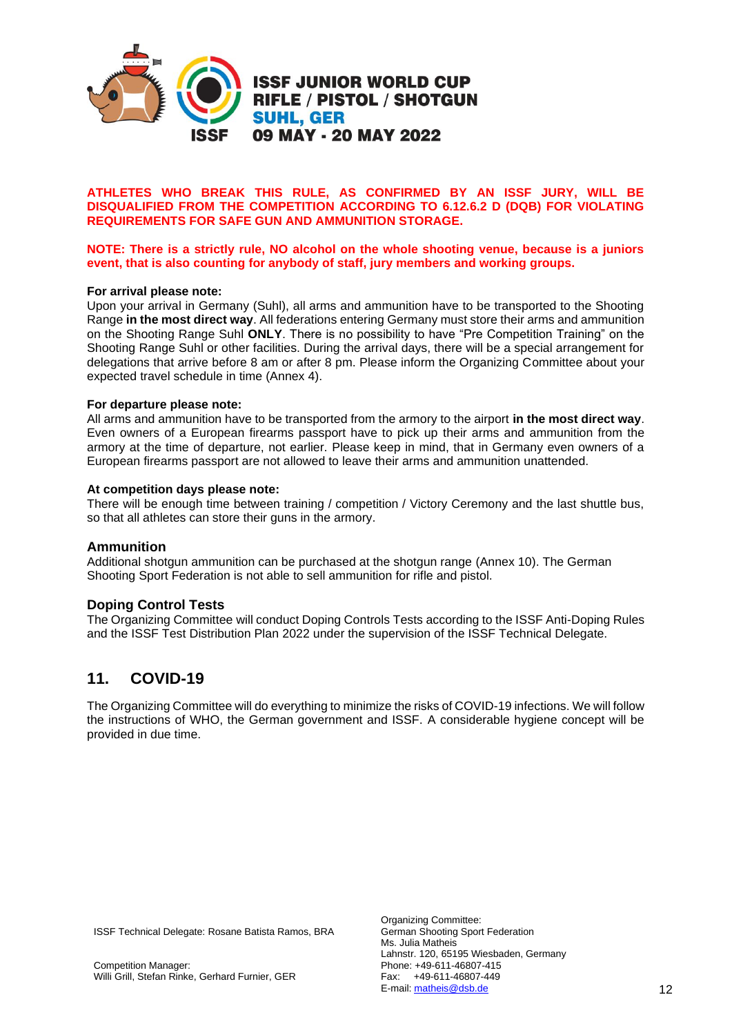**ATHLETES WHO BREAK THIS RULE, AS CONFIRMED BY AN ISSF JURY, WILL BE DISQUALIFIED FROM THE COMPETITION ACCORDING TO 6.12.6.2 D (DQB) FOR VIOLATING REQUIREMENTS FOR SAFE GUN AND AMMUNITION STORAGE.**

**NOTE: There is a strictly rule, NO alcohol on the whole shooting venue, because is a juniors event, that is also counting for anybody of staff, jury members and working groups.**

**For arrival please note:**
Upon your arrival in Germany (Suhl), all arms and ammunition have to be transported to the Shooting Range **in the most direct way**. All federations entering Germany must store their arms and ammunition on the Shooting Range Suhl **ONLY**. There is no possibility to have "Pre Competition Training" on the Shooting Range Suhl or other facilities. During the arrival days, there will be a special arrangement for delegations that arrive before 8 am or after 8 pm. Please inform the Organizing Committee about your expected travel schedule in time (Annex 4).

**For departure please note:**
All arms and ammunition have to be transported from the armory to the airport **in the most direct way**. Even owners of a European firearms passport have to pick up their arms and ammunition from the armory at the time of departure, not earlier. Please keep in mind, that in Germany even owners of a European firearms passport are not allowed to leave their arms and ammunition unattended.

**At competition days please note:**
There will be enough time between training / competition / Victory Ceremony and the last shuttle bus, so that all athletes can store their guns in the armory.

### Ammunition

Additional shotgun ammunition can be purchased at the shotgun range (Annex 10). The German Shooting Sport Federation is not able to sell ammunition for rifle and pistol.

### Doping Control Tests

The Organizing Committee will conduct Doping Controls Tests according to the ISSF Anti-Doping Rules and the ISSF Test Distribution Plan 2022 under the supervision of the ISSF Technical Delegate.

## 11. COVID-19

The Organizing Committee will do everything to minimize the risks of COVID-19 infections. We will follow the instructions of WHO, the German government and ISSF. A considerable hygiene concept will be provided in due time.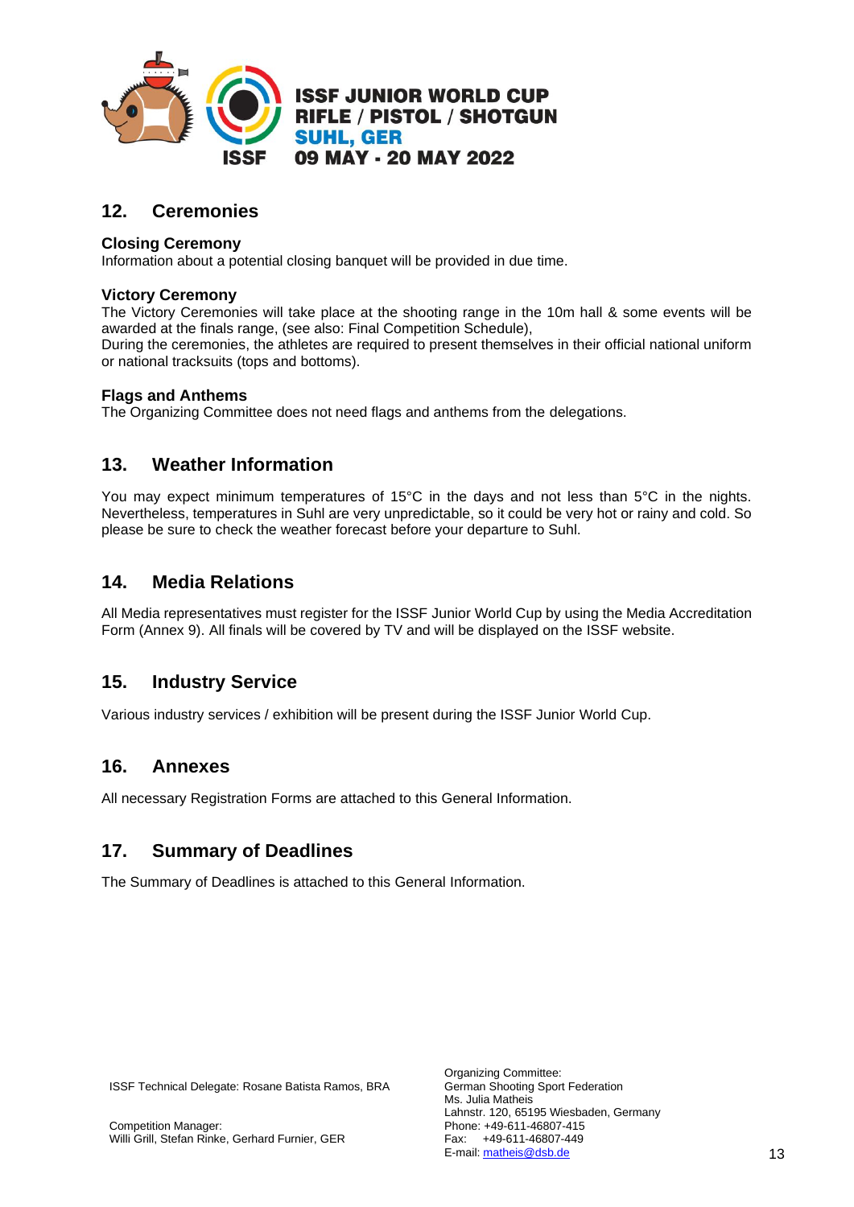## 12. Ceremonies

### Closing Ceremony

Information about a potential closing banquet will be provided in due time.

### Victory Ceremony

The Victory Ceremonies will take place at the shooting range in the 10m hall & some events will be awarded at the finals range, (see also: Final Competition Schedule),
During the ceremonies, the athletes are required to present themselves in their official national uniform or national tracksuits (tops and bottoms).

### Flags and Anthems

The Organizing Committee does not need flags and anthems from the delegations.

## 13. Weather Information

You may expect minimum temperatures of 15°C in the days and not less than 5°C in the nights. Nevertheless, temperatures in Suhl are very unpredictable, so it could be very hot or rainy and cold. So please be sure to check the weather forecast before your departure to Suhl.

## 14. Media Relations

All Media representatives must register for the ISSF Junior World Cup by using the Media Accreditation Form (Annex 9). All finals will be covered by TV and will be displayed on the ISSF website.

## 15. Industry Service

Various industry services / exhibition will be present during the ISSF Junior World Cup.

## 16. Annexes

All necessary Registration Forms are attached to this General Information.

## 17. Summary of Deadlines

The Summary of Deadlines is attached to this General Information.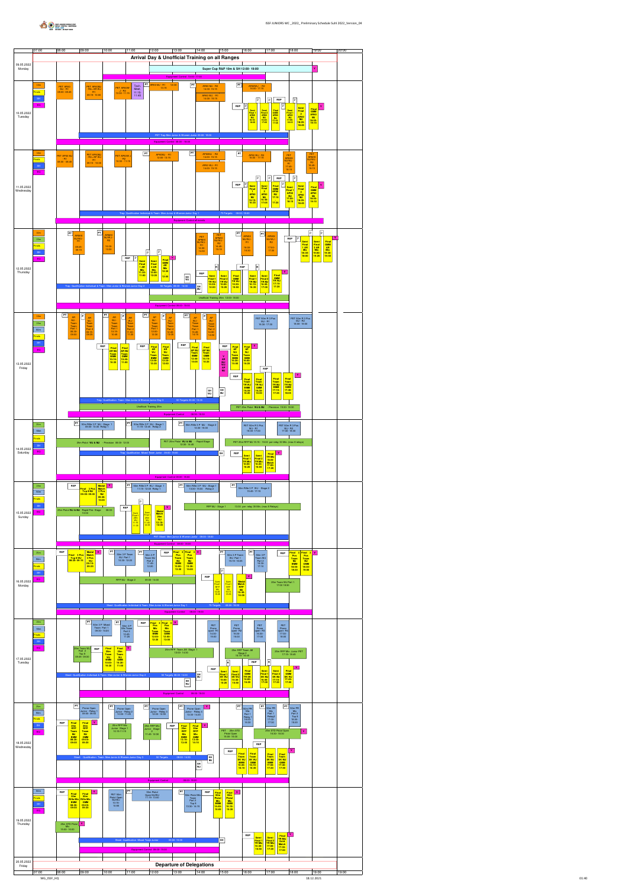ISSF JUNIORS WC _2022_ Preliminary Schedule Suhl 2022_Version_04

| | 07:00 | 08:00 | 09:00 | 10:00 | 11:00 | 12:00 | 13:00 | 14:00 | 15:00 | 16:00 | 17:00 | 18:00 | 19:00 | 20:00 |
|---|---|---|---|---|---|---|---|---|---|---|---|---|---|---|
| 09.05.2022 Monday | Arrival Day & Unofficial Training on all Ranges | | | | | | | | | | | | | |
| | Super Cup R&P 10m & SH 12:00- 19:00 | | | | | | | | | | | | | |
| | Equipment Control 10:00 - 17:00 | | | | | | | | | | | | | |
| 10.05.2022 Tuesday | PET AP60 MJ - R1 08:00 - 09:05; PET AP60/MJ R1 / AR WJ R1 09:15 - 10:00; PET AP60W J - R2 10:30 - 11:15; Tech. Meet. 11:15 - 11:45; PT AP60 MJ - R1 12:00 - 13:15; PT AP60 MJ - R2 14:00 - 15:15; AP60 WJ - R1 14:00 - 15:15; PT AP60WJ - R2 16:00 - 17:15 | | | | | | | | | | | | | |
| | REP; Semi Final 1 AP60 MJ 16:15 - 16:40; Semi Final 2 AP60 MJ 16:45 - 17:00; Final GMM AP60 MJ 17:15 - 17:30; Semi Final 1 AP60 WJ 17:45 - 18:15; Semi Final 2 AP60 WJ 18:20 - 18:45; Final GMM AP60 WJ 18:55 - 19:15 | | | | | | | | | | | | | |
| | PET Trap Men Junior & Women Junior 09:00 - 16:00 | | | | | | | | | | | | | |
| | Equipment Control 08:00 - 18:00 | | | | | | | | | | | | | |
| 11.05.2022 Wednesday | PET AP60 MJ R1 08:00 - 09:05; PET AP60/MJ R2 / AP WJ R1 09:15 - 10:00; PET AP60W J - R2 10:30 - 11:15; PT AP60MJ - R1 12:00 - 13:15; PT AP60MJ - R1 14:00 - 15:15; AP60 WJ - R1 14:00 - 15:15; PT AP60 MJ - R2 16:00 - 17:15; PET AR60 MJ/WJ - R3 17:45 - 18:15; PET AR60 MJ/WJ - R4 18:30 - 19:15 | | | | | | | | | | | | | |
| | REP; Semi Final 1 AP60 MJ 16:15 - 16:25; Semi Final 2 AP60 MJ 16:40 - 17:05; Final GMM AP60 MJ 17:15 - 17:35; Semi Final 1 AP60 WJ 17:45 - 18:15; Semi Final 2 AP60 WJ 18:20 - 18:45; Final GMM AP60 WJ 18:55 - 19:15 | | | | | | | | | | | | | |
| | Trap Qualification Individual & Team Men Junior & Women Junior Day 1 — 75 Targets 09:00 - 16:00 | | | | | | | | | | | | | |
| | Equipment Control 08:00-18:00 | | | | | | | | | | | | | |
| 12.05.2022 Thursday | PT AR60 MJ/WJ R1 08:45 - 09:15; PT AR60 MJ/WJ R2 10:00 - 10:30; REP; Semi Final 1 AR Mix 11:00 - 11:30; Semi Final 2 AR Mix 12:00 - 12:30; Final GMM AR Mix 12:45 - 13:00; PET AR60 MJ/WJ R1 14:00 - 14:30; PET AR60 MJ/WJ R2 14:45 - 15:15; PT AR60 MJ/WJ R1 16:00 - 16:30; PT AR60 MJ/WJ R2 17:00 - 17:30; REP; Semi Final 1 AR Mix 18:20 - 18:50; Semi Final 2 AR Mix 18:45 - 19:05; Final GMM AR Mix 19:20 - 19:30 | | | | | | | | | | | | | |
| | SH WJ; REP; Semi Final 1 TR WJ 14:00 - 14:20; Semi Final 2 TR WJ 14:30 - 14:50; Final GMM TR WJ 15:00 - 15:20; Semi Final 1 TR MJ 16:15 - 16:35; Semi Final 2 TR MJ 16:45 - 17:05; Final GMM TR MJ 17:15 - 17:35; SH MJ | | | | | | | | | | | | | |
| | Trap Qualification Individual & Team Men Junior & Women Junior Day 2 — 50 Targets 09:00 - 14:00 | | | | | | | | | | | | | |
| | Unofficial Training 25m 15:00 - 18:00 | | | | | | | | | | | | | |
| | Equipment Control 08:00 - 18:00 | | | | | | | | | | | | | |
| 13.05.2022 Friday | PT AR MJ Team Part 1 08:30 - 09:00; PT AR MJ Team Part 2 09:15 - 09:35; PT AR WJ Team Part 1 10:15 - 10:45; PT AR WJ Team Part 2 11:00 - 11:30; PT AP MJ Team Part 1 12:00 - 12:30; PT AP MJ Team Part 2 12:45 - 13:15; PT AP WJ Team Part 1 13:00 - 13:30; PT AP WJ Team Part 2 13:30 - 14:00; PET 50m R 3 Pos WJ - R1 16:30 - 17:30; PET 50m R 3 Pos MJ - R2 18:00 - 19:00 | | | | | | | | | | | | | |
| | REP; Final AR WJ Team BMM 10:15 - 10:35; Final AR WJ Team GMM 10:40 - 11:00; REP; Final AR MJ Team BMM 12:00 - 12:30; Final AR MJ Team GMM 12:30 - 13:00; REP; Final AP WJ Team BMM 13:45 - 14:05; Final AP WJ Team GMM 14:15 - 14:35; AR MJ REP AP MJ; REP; Final AP MJ Team BMM 15:25 - 15:45; Final AP MJ Team GMM 16:00 - 16:20 | | | | | | | | | | | | | |
| | SH WJ; SH MJ; REP; Final Team TR WJ BMM 16:00 - 16:20; Final Team TR WJ GMM 16:35 - 16:55; Final Team TR MJ BMM 17:15 - 17:35; Final Team TR MJ GMM 17:45 - 18:05 | | | | | | | | | | | | | |
| | Trap Qualification Team Men Junior & Women Junior Day 3 — 50 Targets 09:00 - 15:00 | | | | | | | | | | | | | |
| | Unofficial Training 25m; PET 25m Pistol WJ & MJ - Precision 15:30 - 18:30 | | | | | | | | | | | | | |
| | Equipment Control 08:00 - 18:00 | | | | | | | | | | | | | |
| 14.05.2022 Saturday | PT 50m Rifle 3 P WJ - Stage 1 09:00 - 10:30 Relay 1; PT 50m Rifle 3 P WJ - Stage 1 11:15 - 12:45 Relay 2; PT 50m Rifle 3 P MJ - Stage 2 13:30 - 15:00; PET 50m R 3 Pos MJ - R1 16:00 - 17:00; PET 50m R 3 Pos WJ - R2 17:30 - 18:30 | | | | | | | | | | | | | |
| | 25m Pistol WJ & MJ - Precision 09:00 - 12:00; PET 25m Pistol WJ & MJ - Rapid Stage 12:30 - 14:30; PET 25m RFP MJ 15:15 - 18:00 per relay 30 Min. (max 6 relays) | | | | | | | | | | | | | |
| | Trap Qualification Mixed Team Junior 09:00 - 15:00; SH; REP; Semi Final 1 TR Mix 16:00 - 16:20; Semi Final 2 TR Mix 16:30 - 16:50; Final TR Mix Gold Medal Match 17:00 - 17:20 | | | | | | | | | | | | | |
| | Equipment Control 08:00 - 18:00 | | | | | | | | | | | | | |
| 15.05.2022 Sunday | REP; Final 3 Pos Top 8 WJ 08:00 - 08:30; Medal Match 3 Pos WJ 08:45 - 10:05; PT 50m Rifle 3 P WJ - Stage 1 11:15 - 12:45 Relay 1; PT 50m Rifle 3 P WJ - Stage 1 13:30 - 15:00 Relay 2; PT 50m Rifle 3 P MJ - Stage 2 15:45 - 17:15 | | | | | | | | | | | | | |
| | 25m Pistol WJ & MJ Rapid Fire Stage 08:00 - 10:30; REP; Semi Final 1 25m WJ 11:15 - 11:30; Semi Final 2 25m WJ 11:45 - 12:00; Medal Match 25m WJ 12:15 - 12:35; RFP MJ - Stage 1 13:30 per relay 30 Min. (max 6 Relays) | | | | | | | | | | | | | |
| | PET Skeet Men Junior & Women Junior 09:00 - 16:00 | | | | | | | | | | | | | |
| | Equipment Control 08:00 - 18:00 | | | | | | | | | | | | | |
| 16.05.2022 Monday | REP; Final 3 Pos Top 8 MJ 08:00 - 09:15; Medal Match 3 Pos MJ 09:15 - 09:35; PT 50m 3 P Team MJ Part 1 10:30 - 12:00; PT 50m 3 P Team MJ Part 2 11:45 - 12:30; REP; Final 3 Pos Team MJ BMM 12:00 - 12:30; Final 3 Pos Team MJ GMM 12:30 - 13:00; PT 50m 3 P Team WJ Part 1 15:15 - 16:00; PT 50m 3 P Team WJ Part 2 16:30 - 17:15; REP; Final 3 Pos Team WJ BMM 18:00 - 18:30; Final 3 Pos Team WJ GMM 18:30 - 18:50 | | | | | | | | | | | | | |
| | RFP MJ - Stage 2 09:00 - 14:00; REP; Semi Final 1 RFP MJ 14:45 - 15:00; Semi Final 2 RFP MJ 15:15 - 15:30; Medal Match RFP MJ 15:45 - 16:00; 25m Team WJ Part 1 17:00 - 18:00 | | | | | | | | | | | | | |
| | Skeet Qualification Individual & Team Men Junior & Women Junior Day 1 — 75 Targets 09:00 - 16:00 | | | | | | | | | | | | | |
| | Equipment Control 08:00 - 18:00 | | | | | | | | | | | | | |
| 17.05.2022 Tuesday | PT 50m 3 P Mixed Team Part 1 09:00 - 10:00; PT 50m 3 P Mix Team Part 2 10:45 - 11:30; REP; Final 3 Pos Mix Team BMM 12:00 - 12:30; Final 3 Pos Mix Team GMM 12:45 - 13:00; PET Prone open R1 14:00 - 15:00; PET Prone open R2 15:30 - 16:00; PET Prone open R3 16:30 - 17:30; PET Prone open R4 17:30 - 18:00 | | | | | | | | | | | | | |
| | 25m Team WJ Part 2 Top 8 08:00 - 09:00; REP; Final 25m Team WJ BMM 10:00 - 10:30; Final 25m Team WJ GMM 10:30 - 11:00; 25m RFP Team MJ Stage 1 13:00 - 15:00; 25m RFP Team MJ Stage 2 16:15 - 16:45; 25m RFP Mix Junior PET 17:15 - 18:45 | | | | | | | | | | | | | |
| | Skeet Qualification Individual & Team Men Junior & Women Junior Day 2 — 50 Targets 09:00 - 14:00; SH MJ; SH WJ; REP; Semi Final 1 SK WJ 15:00 - 15:20; Semi Final 2 SK WJ 15:30 - 15:50; Final GMM SK WJ 16:00 - 16:20; Semi Final 1 SK MJ 16:45 - 17:05; Semi Final 2 SK MJ 17:15 - 17:35; Final GMM SK MJ 17:45 - 18:05 | | | | | | | | | | | | | |
| | Equipment Control 08:00 - 18:00 | | | | | | | | | | | | | |
| 18.05.2022 Wednesday | PT Prone Open Junior - Relay 1 09:00 - 09:30; PT Prone Open Junior - Relay 2 10:00 - 11:30; PT Prone Open Junior - Relay 3 12:00 - 12:30; PT Prone Open Junior - Relay 4 13:30 - 14:00; PT 50m PR Mix Part 1 Relay 1 16:00 - 16:30; PT 50m PR Mix Part 1 Relay 2 17:00 - 17:30; PT 50m PR Mix Part 2 Top 8 18:00 - 18:30 | | | | | | | | | | | | | |
| | REP; Final 25m RFP Team MJ BMM 08:30 - 09:00; Final 25m RFP Team MJ GMM 09:00 - 09:20; 25m RFP Mix Junior Stage 1 10:00 - 11:00; 25m RFP Mix Junior Stage 2 11:30 - 12:30; REP; Final 25m RFP Mix BMM 13:30 - 13:50; Final 25m RFP Mix GMM 14:00 - 14:20; PET 25m STD Pistol Open 15:00 - 16:00; 25m STD Pistol Open 16:30 - 18:30 | | | | | | | | | | | | | |
| | Skeet Qualification Team Men Junior & Women Junior Day 3 — 50 Targets 09:00 - 14:30; SH MJ; SH WJ; REP; Final Team SK WJ BMM 15:45 - 16:05; Final Team SK WJ GMM 16:15 - 16:35; Final Team SK MJ BMM 17:00 - 17:20; Final Team SK MJ GMM 17:30 - 17:50 | | | | | | | | | | | | | |
| | Equipment Control 08:00 - 18:00 | | | | | | | | | | | | | |
| 19.05.2022 Thursday | REP; Final 50m Rifle Mix BMM 08:30 - 09:00; Final 50m Rifle Mix GMM 09:00 - 09:20; PET 50m Pistol Open MJ/WJ 10:15 - 10:45; PT 50m Pistol Open MJ/WJ 11:15 - 13:00; PT 50m Pistol Mix Team Part 1 Top 8 13:30 - 14:15; REP; Final 50m Pistol Mix BMM 14:45 - 15:15; Final 50m Pistol Mix GMM 15:30 - 15:45 | | | | | | | | | | | | | |
| | 25m STD Pistol Mix 08:00 - 10:00 | | | | | | | | | | | | | |
| | Skeet Qualification Mixed Team Junior 09:00 - 15:00; SH; REP; Semi Final 1 TR Mix 16:00 - 16:20; Semi Final 2 TR Mix 16:45 - 17:00; Final TR Mix Gold Medal Match 17:15 - 17:35 | | | | | | | | | | | | | |
| | Equipment Control 08:00 - 15:00 | | | | | | | | | | | | | |
| 20.05.2022 Friday | Departure of Delegations | | | | | | | | | | | | | |

WG_ISSF_HQ — 18.12.2021 — 01:40